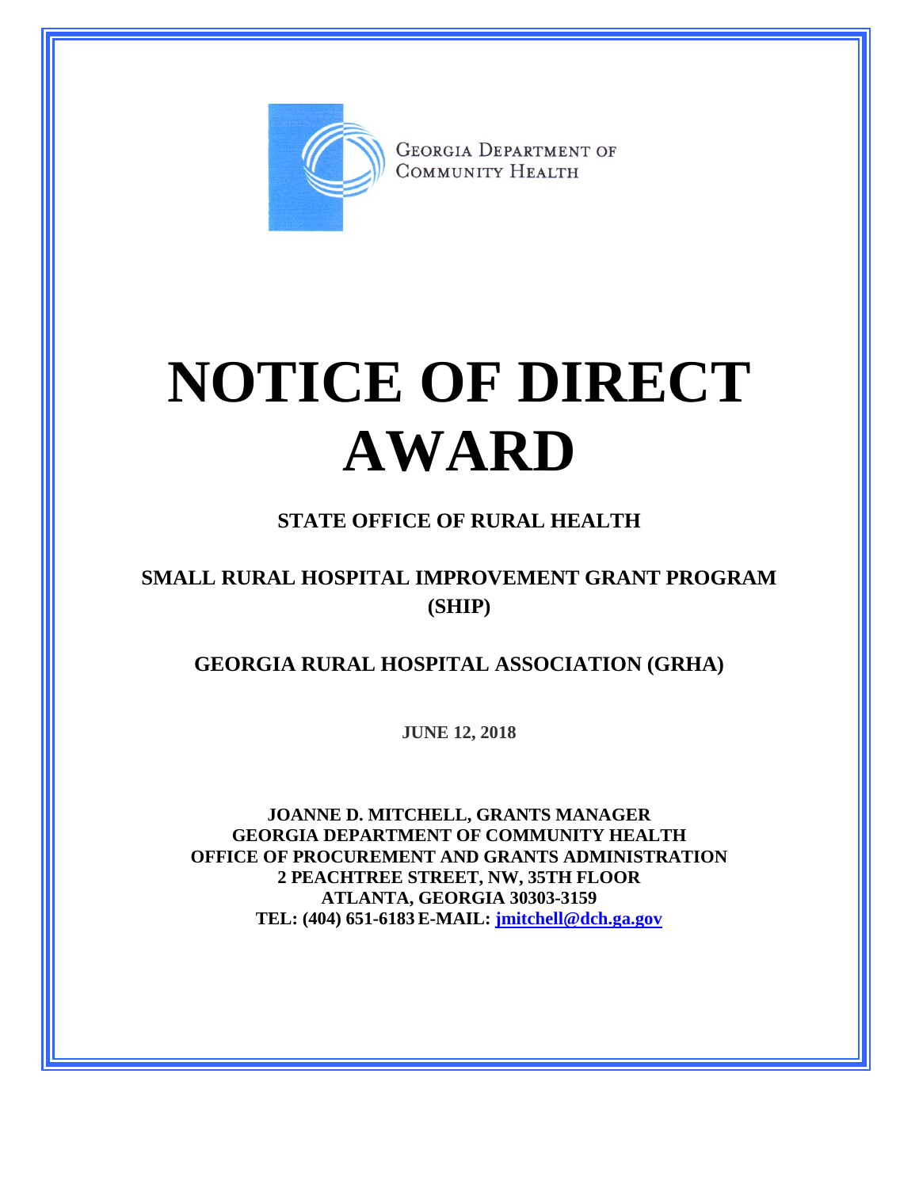GEORGIA DEPARTMENT OF COMMUNITY HEALTH

# NOTICE OF DIRECT AWARD

**STATE OFFICE OF RURAL HEALTH**

**SMALL RURAL HOSPITAL IMPROVEMENT GRANT PROGRAM (SHIP)**

**GEORGIA RURAL HOSPITAL ASSOCIATION (GRHA)**

**JUNE 12, 2018**

**JOANNE D. MITCHELL, GRANTS MANAGER**
**GEORGIA DEPARTMENT OF COMMUNITY HEALTH**
**OFFICE OF PROCUREMENT AND GRANTS ADMINISTRATION**
**2 PEACHTREE STREET, NW, 35TH FLOOR**
**ATLANTA, GEORGIA 30303-3159**
**TEL: (404) 651-6183 E-MAIL: jmitchell@dch.ga.gov**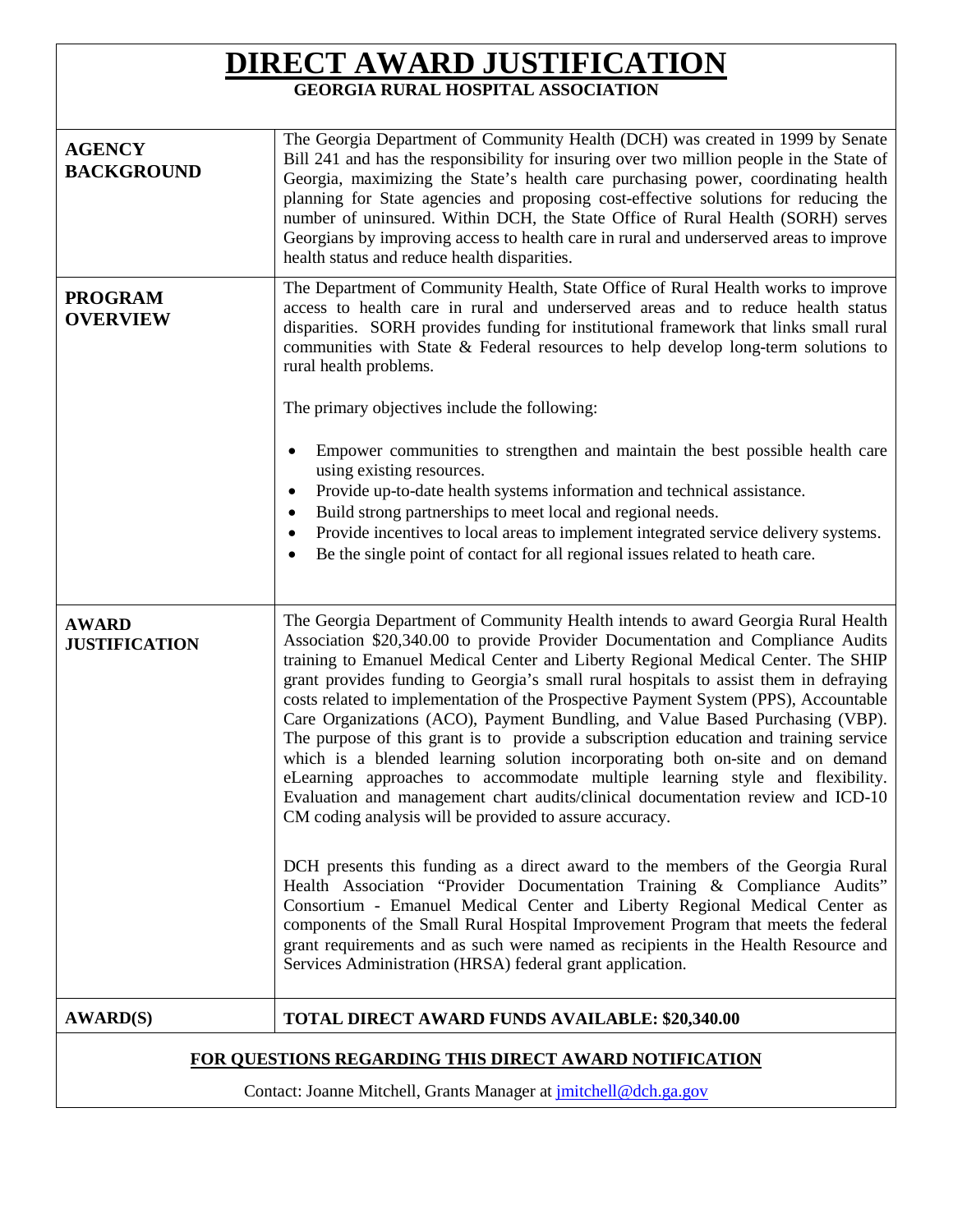# DIRECT AWARD JUSTIFICATION

**GEORGIA RURAL HOSPITAL ASSOCIATION**

| | |
|---|---|
| **AGENCY BACKGROUND** | The Georgia Department of Community Health (DCH) was created in 1999 by Senate Bill 241 and has the responsibility for insuring over two million people in the State of Georgia, maximizing the State's health care purchasing power, coordinating health planning for State agencies and proposing cost-effective solutions for reducing the number of uninsured. Within DCH, the State Office of Rural Health (SORH) serves Georgians by improving access to health care in rural and underserved areas to improve health status and reduce health disparities. |
| **PROGRAM OVERVIEW** | The Department of Community Health, State Office of Rural Health works to improve access to health care in rural and underserved areas and to reduce health status disparities. SORH provides funding for institutional framework that links small rural communities with State & Federal resources to help develop long-term solutions to rural health problems.<br><br>The primary objectives include the following:<br><br>• Empower communities to strengthen and maintain the best possible health care using existing resources.<br>• Provide up-to-date health systems information and technical assistance.<br>• Build strong partnerships to meet local and regional needs.<br>• Provide incentives to local areas to implement integrated service delivery systems.<br>• Be the single point of contact for all regional issues related to heath care. |
| **AWARD JUSTIFICATION** | The Georgia Department of Community Health intends to award Georgia Rural Health Association $20,340.00 to provide Provider Documentation and Compliance Audits training to Emanuel Medical Center and Liberty Regional Medical Center. The SHIP grant provides funding to Georgia's small rural hospitals to assist them in defraying costs related to implementation of the Prospective Payment System (PPS), Accountable Care Organizations (ACO), Payment Bundling, and Value Based Purchasing (VBP). The purpose of this grant is to provide a subscription education and training service which is a blended learning solution incorporating both on-site and on demand eLearning approaches to accommodate multiple learning style and flexibility. Evaluation and management chart audits/clinical documentation review and ICD-10 CM coding analysis will be provided to assure accuracy.<br><br>DCH presents this funding as a direct award to the members of the Georgia Rural Health Association "Provider Documentation Training & Compliance Audits" Consortium - Emanuel Medical Center and Liberty Regional Medical Center as components of the Small Rural Hospital Improvement Program that meets the federal grant requirements and as such were named as recipients in the Health Resource and Services Administration (HRSA) federal grant application. |
| **AWARD(S)** | **TOTAL DIRECT AWARD FUNDS AVAILABLE: $20,340.00** |

**FOR QUESTIONS REGARDING THIS DIRECT AWARD NOTIFICATION**

Contact: Joanne Mitchell, Grants Manager at jmitchell@dch.ga.gov